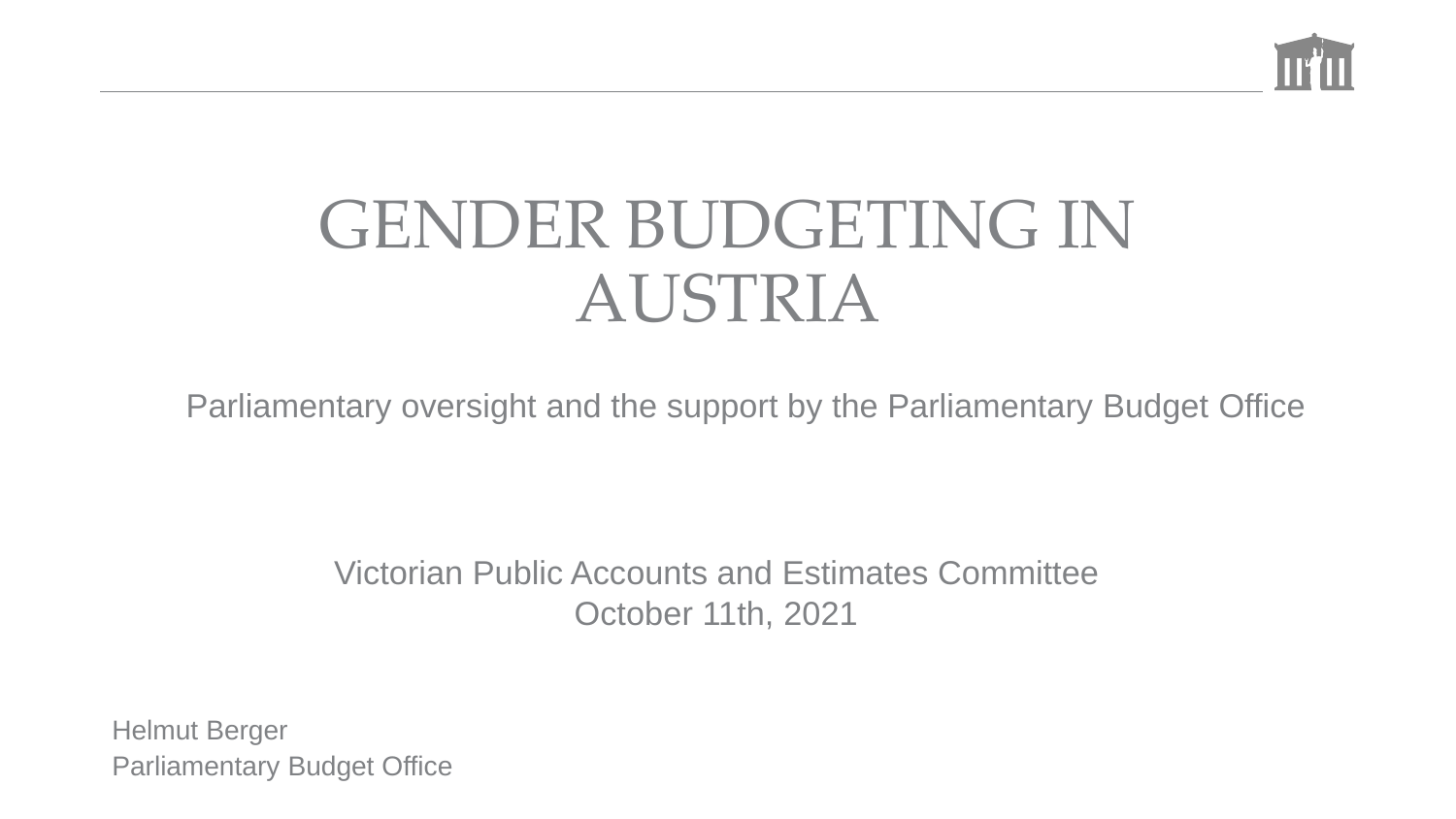# GENDER BUDGETING IN AUSTRIA

Parliamentary oversight and the support by the Parliamentary Budget Office

Victorian Public Accounts and Estimates Committee
October 11th, 2021

Helmut Berger
Parliamentary Budget Office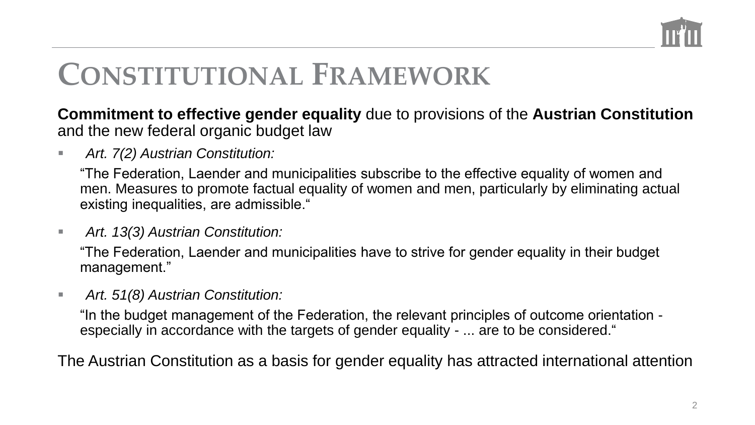# Constitutional Framework

**Commitment to effective gender equality** due to provisions of the **Austrian Constitution** and the new federal organic budget law

- *Art. 7(2) Austrian Constitution:*

  "The Federation, Laender and municipalities subscribe to the effective equality of women and men. Measures to promote factual equality of women and men, particularly by eliminating actual existing inequalities, are admissible."

- *Art. 13(3) Austrian Constitution:*

  "The Federation, Laender and municipalities have to strive for gender equality in their budget management."

- *Art. 51(8) Austrian Constitution:*

  "In the budget management of the Federation, the relevant principles of outcome orientation - especially in accordance with the targets of gender equality - ... are to be considered."

The Austrian Constitution as a basis for gender equality has attracted international attention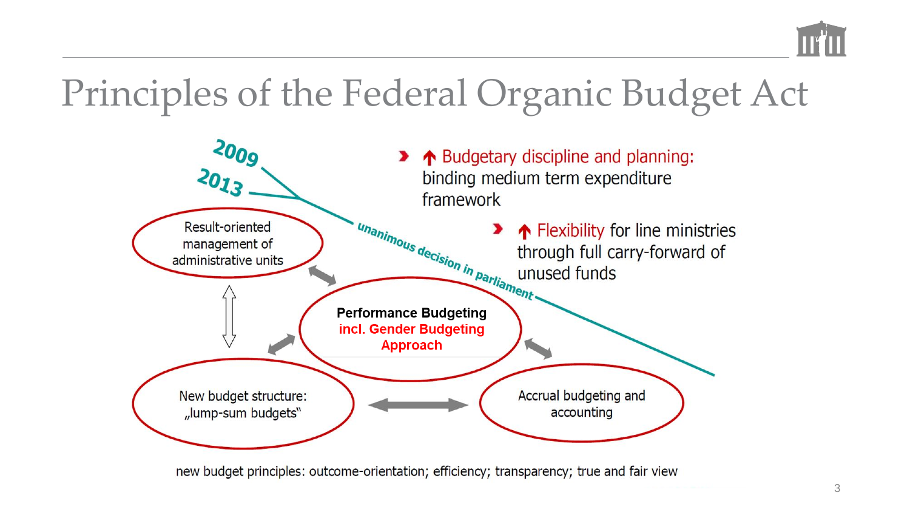# Principles of the Federal Organic Budget Act

2009

2013

unanimous decision in parliament

- ↑ Budgetary discipline and planning: binding medium term expenditure framework
  - ↑ Flexibility for line ministries through full carry-forward of unused funds

Result-oriented management of administrative units

**Performance Budgeting**
**incl. Gender Budgeting Approach**

New budget structure: „lump-sum budgets"

Accrual budgeting and accounting

new budget principles: outcome-orientation; efficiency; transparency; true and fair view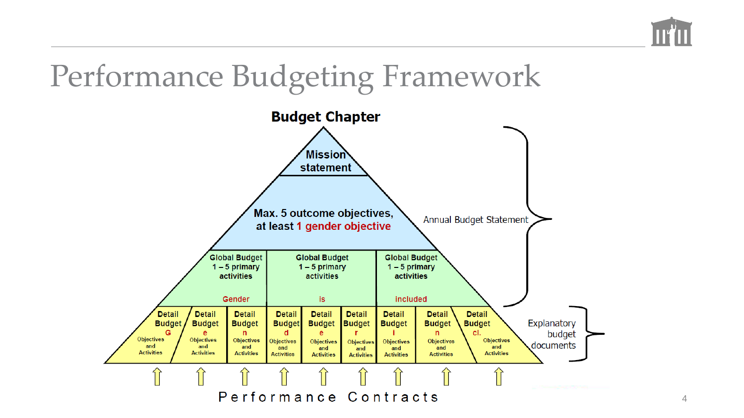# Performance Budgeting Framework

**Budget Chapter**

**Mission statement**

**Max. 5 outcome objectives, at least 1 gender objective**

Annual Budget Statement

| Global Budget 1 – 5 primary activities | Global Budget 1 – 5 primary activities | Global Budget 1 – 5 primary activities |
| --- | --- | --- |
| Gender | is | included |

| Detail Budget G | Detail Budget e | Detail Budget n | Detail Budget d | Detail Budget e | Detail Budget r | Detail Budget i | Detail Budget n | Detail Budget cl. |
| --- | --- | --- | --- | --- | --- | --- | --- | --- |
| Objectives and Activities | Objectives and Activities | Objectives and Activities | Objectives and Activities | Objectives and Activities | Objectives and Activities | Objectives and Activities | Objectives and Activities | Objectives and Activities |

Explanatory budget documents

Performance Contracts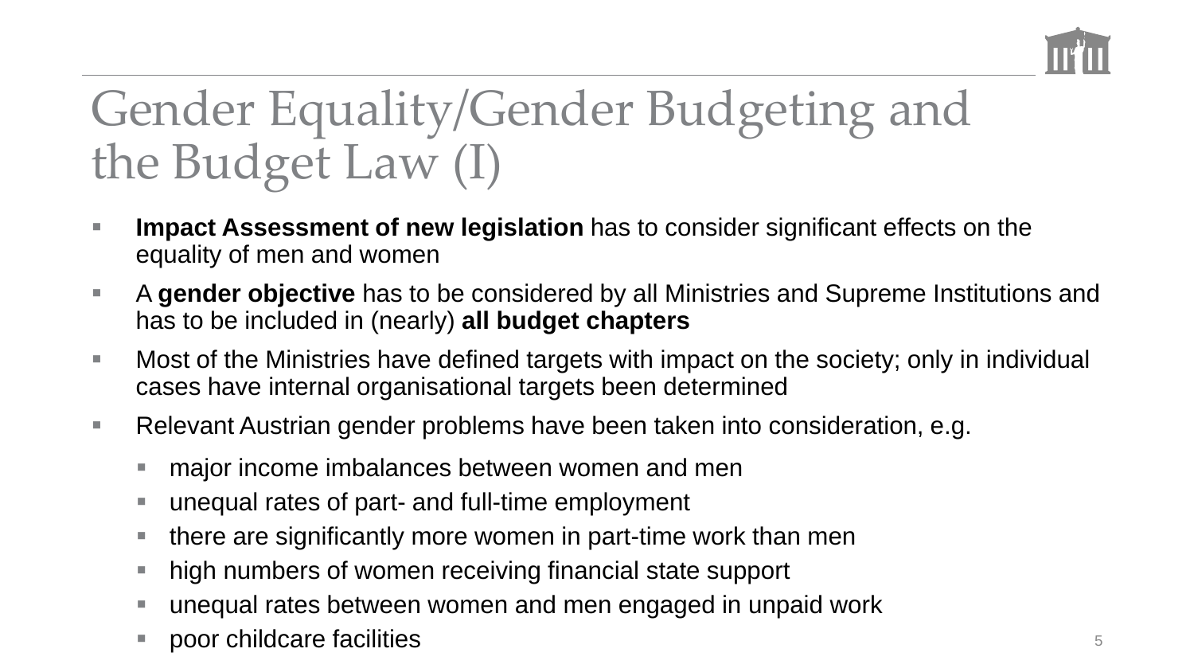# Gender Equality/Gender Budgeting and the Budget Law (I)

- **Impact Assessment of new legislation** has to consider significant effects on the equality of men and women
- A **gender objective** has to be considered by all Ministries and Supreme Institutions and has to be included in (nearly) **all budget chapters**
- Most of the Ministries have defined targets with impact on the society; only in individual cases have internal organisational targets been determined
- Relevant Austrian gender problems have been taken into consideration, e.g.
  - major income imbalances between women and men
  - unequal rates of part- and full-time employment
  - there are significantly more women in part-time work than men
  - high numbers of women receiving financial state support
  - unequal rates between women and men engaged in unpaid work
  - poor childcare facilities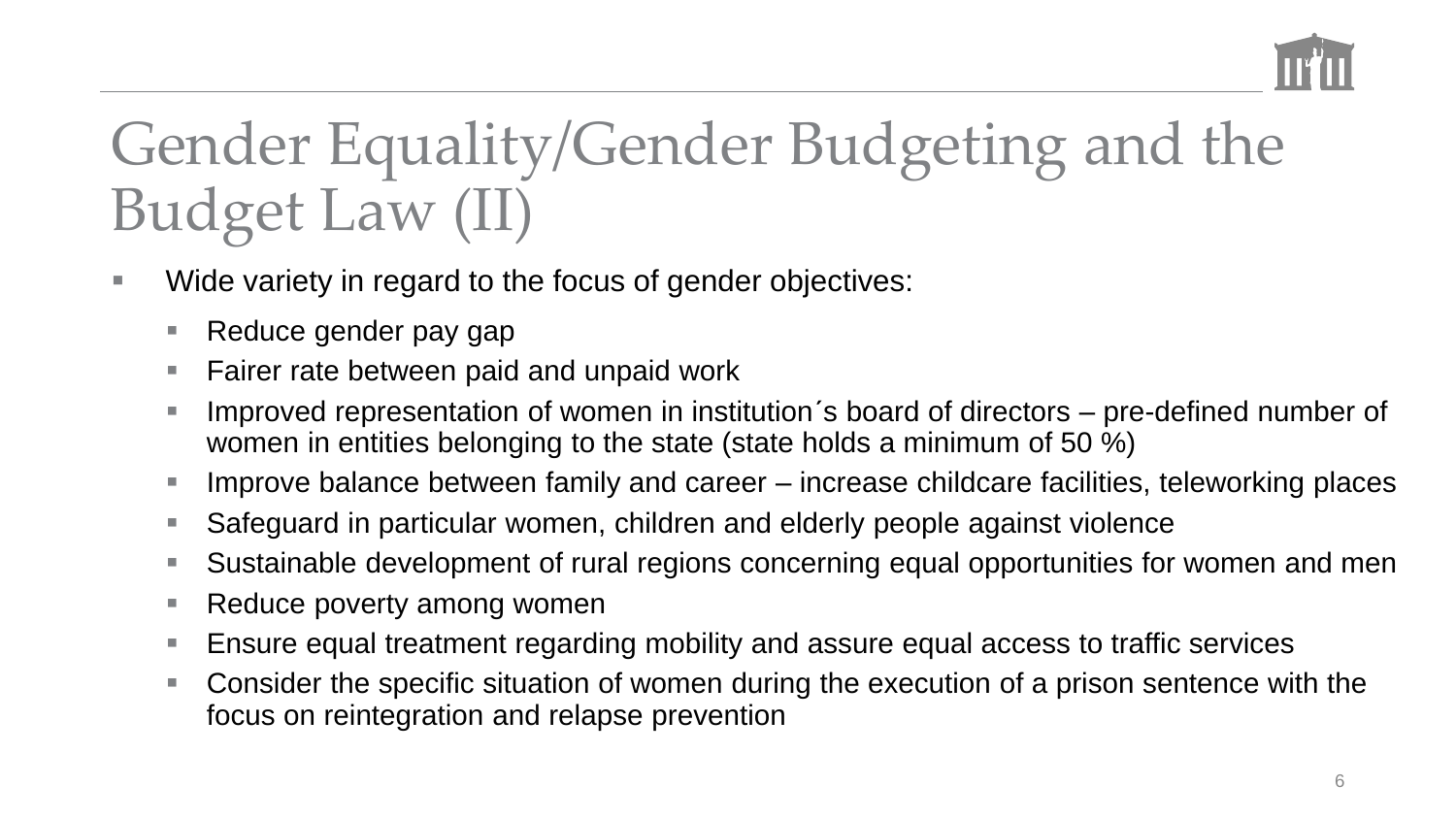# Gender Equality/Gender Budgeting and the Budget Law (II)

- Wide variety in regard to the focus of gender objectives:
  - Reduce gender pay gap
  - Fairer rate between paid and unpaid work
  - Improved representation of women in institution´s board of directors – pre-defined number of women in entities belonging to the state (state holds a minimum of 50 %)
  - Improve balance between family and career – increase childcare facilities, teleworking places
  - Safeguard in particular women, children and elderly people against violence
  - Sustainable development of rural regions concerning equal opportunities for women and men
  - Reduce poverty among women
  - Ensure equal treatment regarding mobility and assure equal access to traffic services
  - Consider the specific situation of women during the execution of a prison sentence with the focus on reintegration and relapse prevention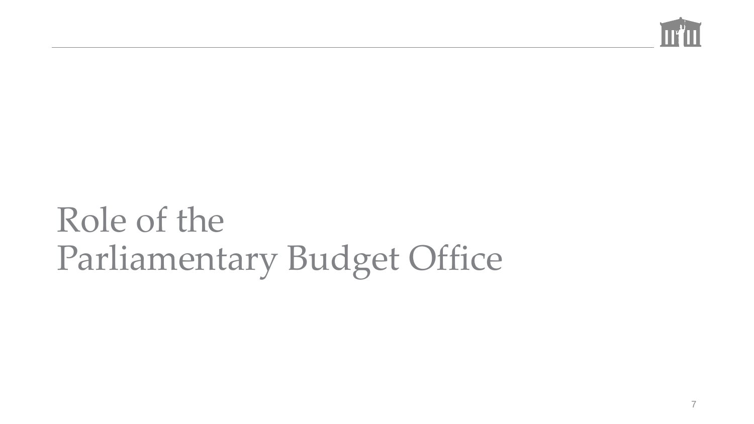# Role of the Parliamentary Budget Office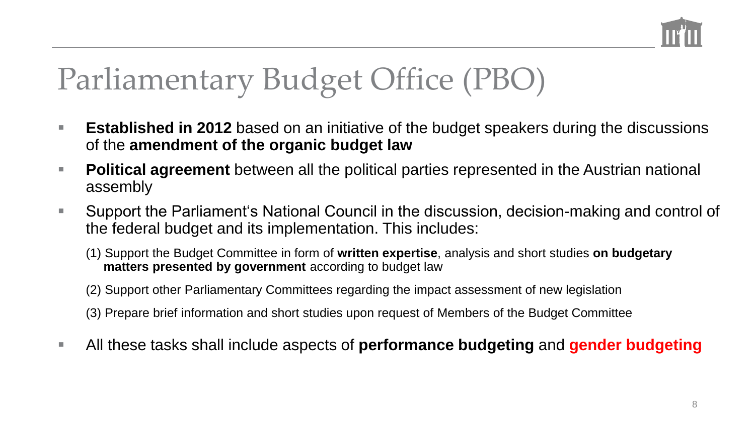# Parliamentary Budget Office (PBO)

- **Established in 2012** based on an initiative of the budget speakers during the discussions of the **amendment of the organic budget law**
- **Political agreement** between all the political parties represented in the Austrian national assembly
- Support the Parliament‘s National Council in the discussion, decision-making and control of the federal budget and its implementation. This includes:
  - (1) Support the Budget Committee in form of **written expertise**, analysis and short studies **on budgetary matters presented by government** according to budget law
  - (2) Support other Parliamentary Committees regarding the impact assessment of new legislation
  - (3) Prepare brief information and short studies upon request of Members of the Budget Committee
- All these tasks shall include aspects of **performance budgeting** and **gender budgeting**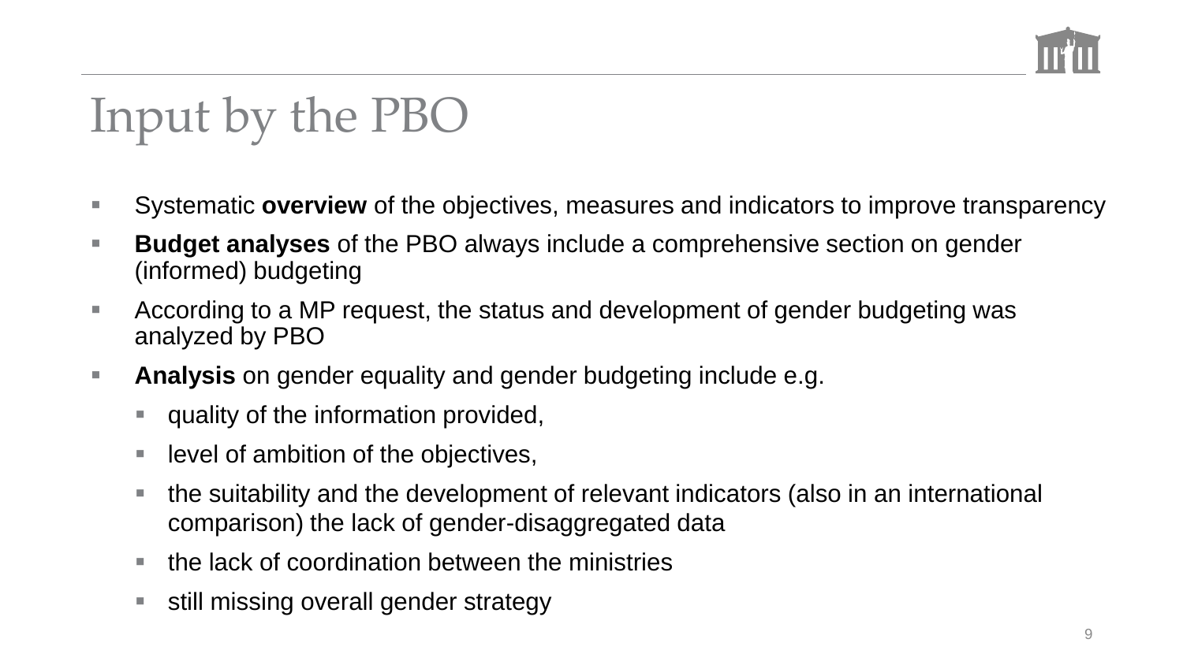# Input by the PBO

- Systematic **overview** of the objectives, measures and indicators to improve transparency
- **Budget analyses** of the PBO always include a comprehensive section on gender (informed) budgeting
- According to a MP request, the status and development of gender budgeting was analyzed by PBO
- **Analysis** on gender equality and gender budgeting include e.g.
  - quality of the information provided,
  - level of ambition of the objectives,
  - the suitability and the development of relevant indicators (also in an international comparison) the lack of gender-disaggregated data
  - the lack of coordination between the ministries
  - still missing overall gender strategy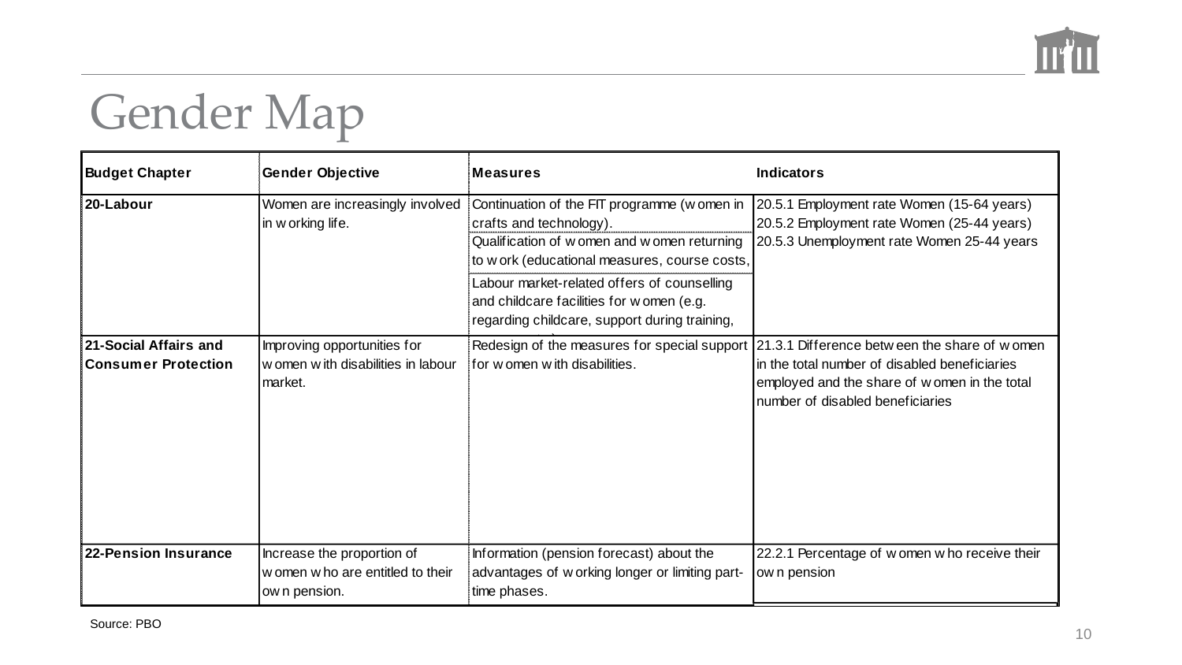# Gender Map

| Budget Chapter | Gender Objective | Measures | Indicators |
|---|---|---|---|
| **20-Labour** | Women are increasingly involved in working life. | Continuation of the FIT programme (women in crafts and technology).<br>Qualification of women and women returning to work (educational measures, course costs,<br>Labour market-related offers of counselling and childcare facilities for women (e.g. regarding childcare, support during training, | 20.5.1 Employment rate Women (15-64 years)<br>20.5.2 Employment rate Women (25-44 years)<br>20.5.3 Unemployment rate Women 25-44 years |
| **21-Social Affairs and Consumer Protection** | Improving opportunities for women with disabilities in labour market. | Redesign of the measures for special support for women with disabilities. | 21.3.1 Difference between the share of women in the total number of disabled beneficiaries employed and the share of women in the total number of disabled beneficiaries |
| **22-Pension Insurance** | Increase the proportion of women who are entitled to their own pension. | Information (pension forecast) about the advantages of working longer or limiting part-time phases. | 22.2.1 Percentage of women who receive their own pension |

Source: PBO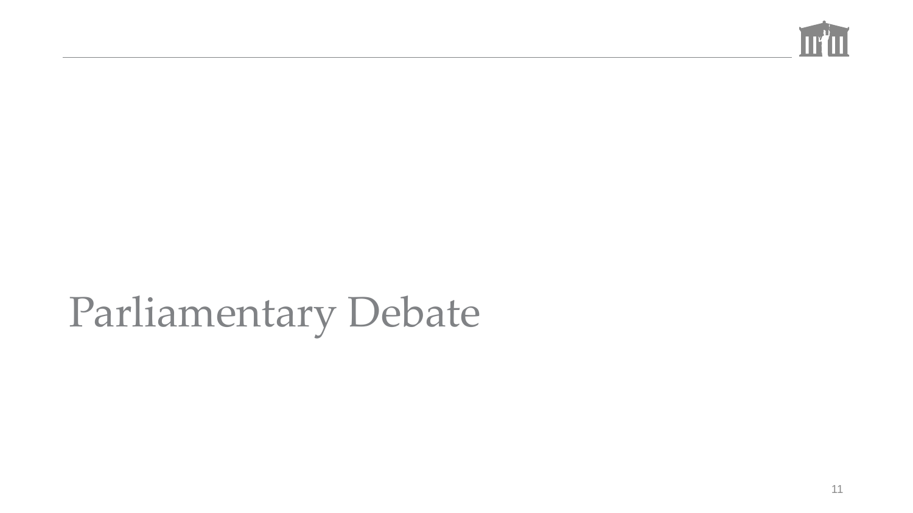# Parliamentary Debate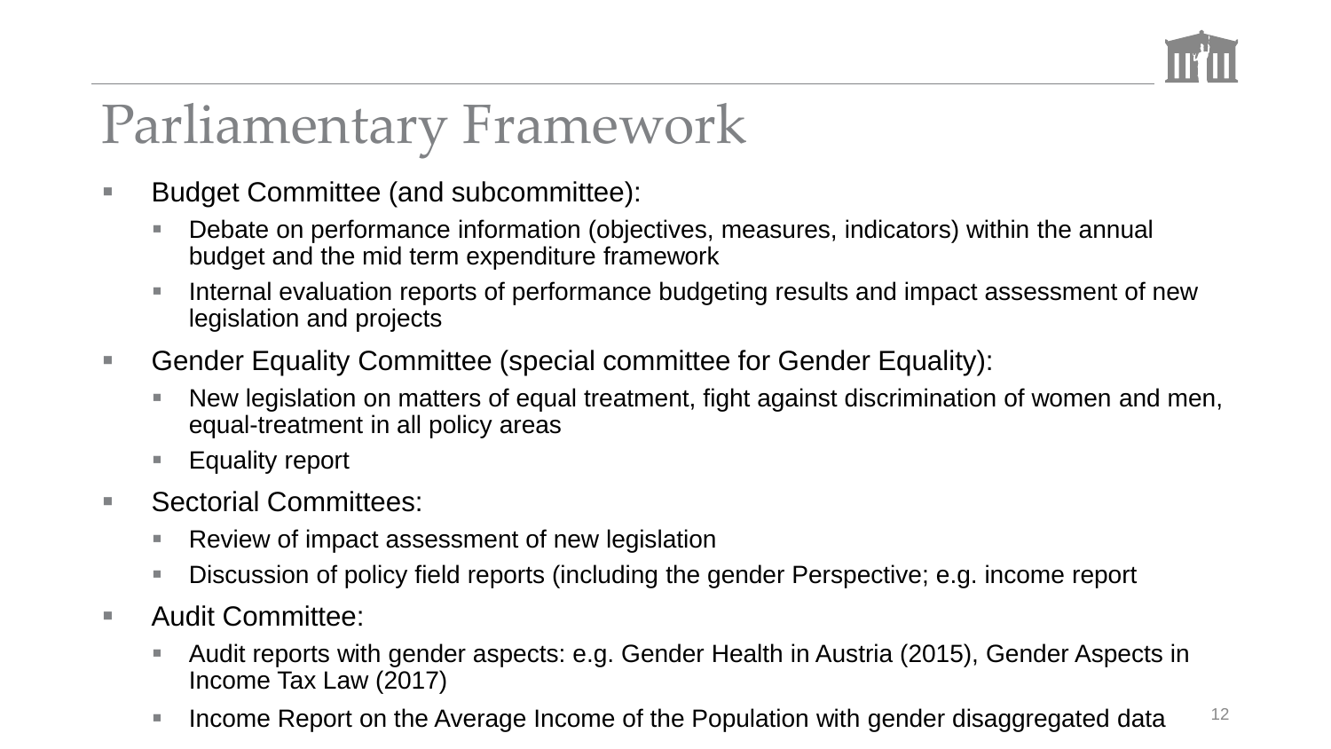# Parliamentary Framework

- Budget Committee (and subcommittee):
  - Debate on performance information (objectives, measures, indicators) within the annual budget and the mid term expenditure framework
  - Internal evaluation reports of performance budgeting results and impact assessment of new legislation and projects
- Gender Equality Committee (special committee for Gender Equality):
  - New legislation on matters of equal treatment, fight against discrimination of women and men, equal-treatment in all policy areas
  - Equality report
- Sectorial Committees:
  - Review of impact assessment of new legislation
  - Discussion of policy field reports (including the gender Perspective; e.g. income report
- Audit Committee:
  - Audit reports with gender aspects: e.g. Gender Health in Austria (2015), Gender Aspects in Income Tax Law (2017)
  - Income Report on the Average Income of the Population with gender disaggregated data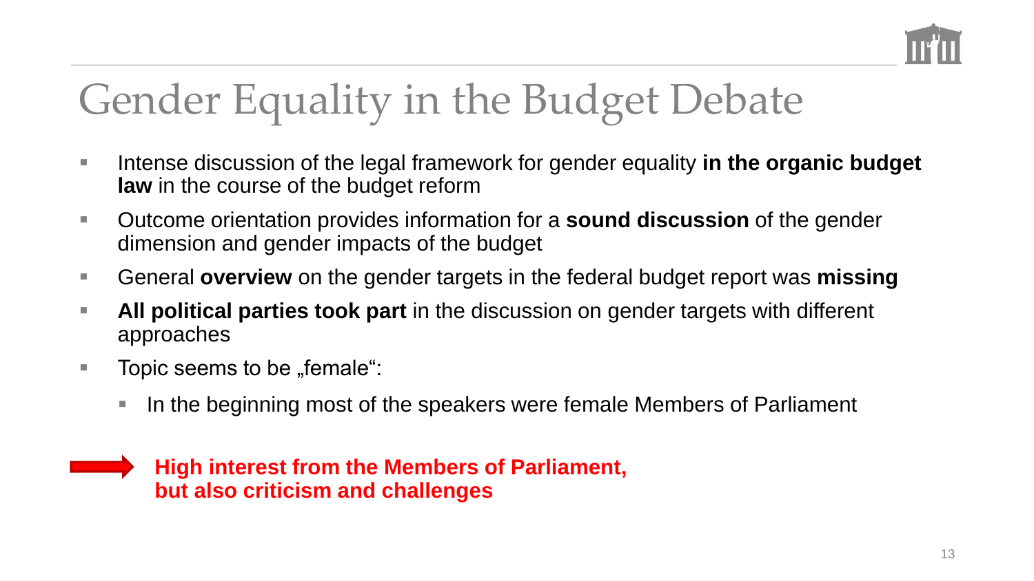# Gender Equality in the Budget Debate

- Intense discussion of the legal framework for gender equality **in the organic budget law** in the course of the budget reform
- Outcome orientation provides information for a **sound discussion** of the gender dimension and gender impacts of the budget
- General **overview** on the gender targets in the federal budget report was **missing**
- **All political parties took part** in the discussion on gender targets with different approaches
- Topic seems to be „female":
  - In the beginning most of the speakers were female Members of Parliament

➡ **High interest from the Members of Parliament, but also criticism and challenges**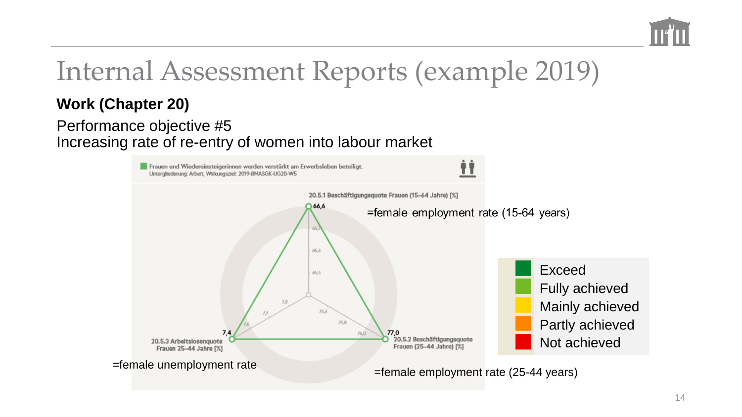# Internal Assessment Reports (example 2019)

**Work (Chapter 20)**

Performance objective #5
Increasing rate of re-entry of women into labour market

Frauen und Wiedereinsteigerinnen werden verstärkt am Erwerbsleben beteiligt.
Untergliederung: Arbeit, Wirkungsziel: 2019-BMASGK-UG20-W5

20.5.1 Beschäftigungsquote Frauen (15–64 Jahre) [%] — 66,6 =female employment rate (15-64 years)

20.5.2 Beschäftigungsquote Frauen (25–44 Jahre) [%] — 77,0 =female employment rate (25-44 years)

20.5.3 Arbeitslosenquote Frauen 25–44 Jahre [%] — 7,4 =female unemployment rate

- Exceed
- Fully achieved
- Mainly achieved
- Partly achieved
- Not achieved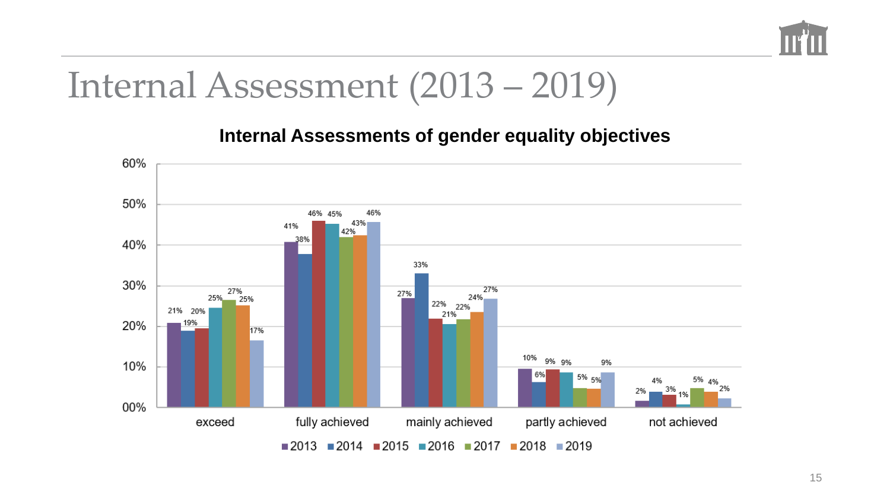# Internal Assessment (2013 – 2019)

**Internal Assessments of gender equality objectives**

| | 2013 | 2014 | 2015 | 2016 | 2017 | 2018 | 2019 |
|---|---|---|---|---|---|---|---|
| exceed | 21% | 19% | 20% | 25% | 27% | 25% | 17% |
| fully achieved | 41% | 38% | 46% | 45% | 42% | 43% | 46% |
| mainly achieved | 27% | 33% | 22% | 21% | 22% | 24% | 27% |
| partly achieved | 10% | 6% | 9% | 9% | 5% | 5% | 9% |
| not achieved | 2% | 4% | 3% | 1% | 5% | 4% | 2% |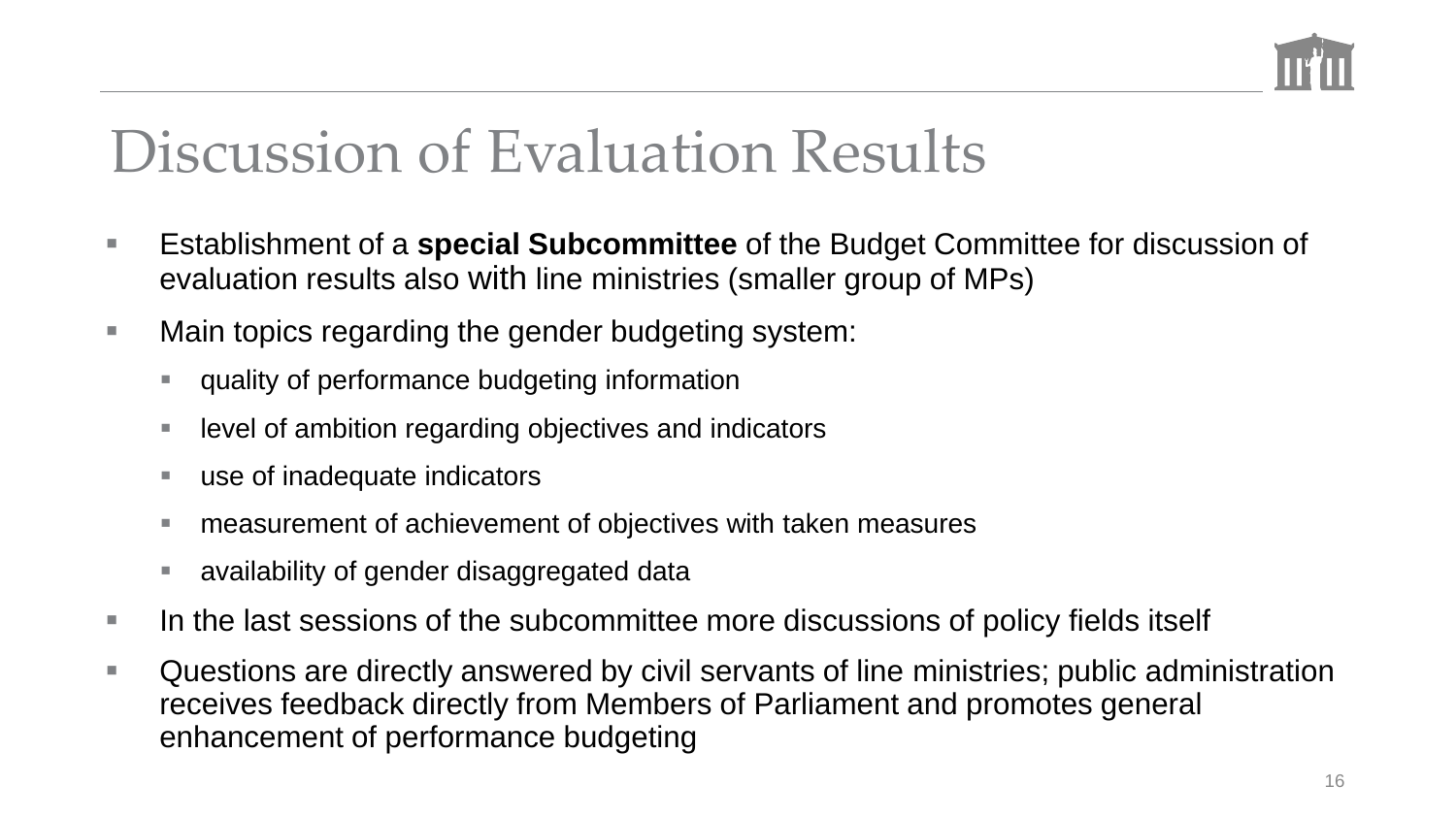# Discussion of Evaluation Results

- Establishment of a **special Subcommittee** of the Budget Committee for discussion of evaluation results also with line ministries (smaller group of MPs)
- Main topics regarding the gender budgeting system:
  - quality of performance budgeting information
  - level of ambition regarding objectives and indicators
  - use of inadequate indicators
  - measurement of achievement of objectives with taken measures
  - availability of gender disaggregated data
- In the last sessions of the subcommittee more discussions of policy fields itself
- Questions are directly answered by civil servants of line ministries; public administration receives feedback directly from Members of Parliament and promotes general enhancement of performance budgeting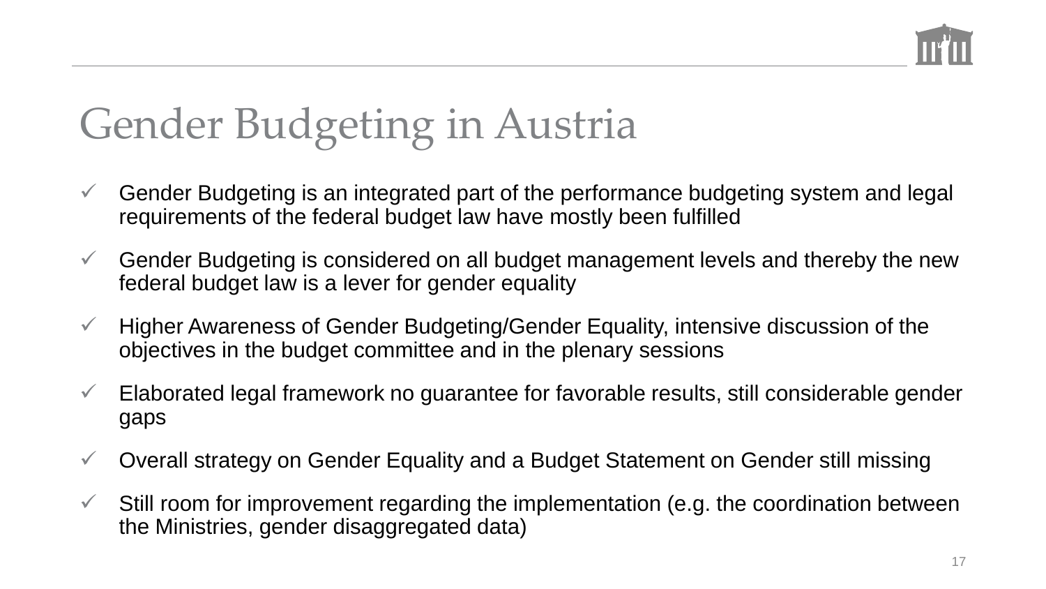# Gender Budgeting in Austria

- ✓ Gender Budgeting is an integrated part of the performance budgeting system and legal requirements of the federal budget law have mostly been fulfilled
- ✓ Gender Budgeting is considered on all budget management levels and thereby the new federal budget law is a lever for gender equality
- ✓ Higher Awareness of Gender Budgeting/Gender Equality, intensive discussion of the objectives in the budget committee and in the plenary sessions
- ✓ Elaborated legal framework no guarantee for favorable results, still considerable gender gaps
- ✓ Overall strategy on Gender Equality and a Budget Statement on Gender still missing
- ✓ Still room for improvement regarding the implementation (e.g. the coordination between the Ministries, gender disaggregated data)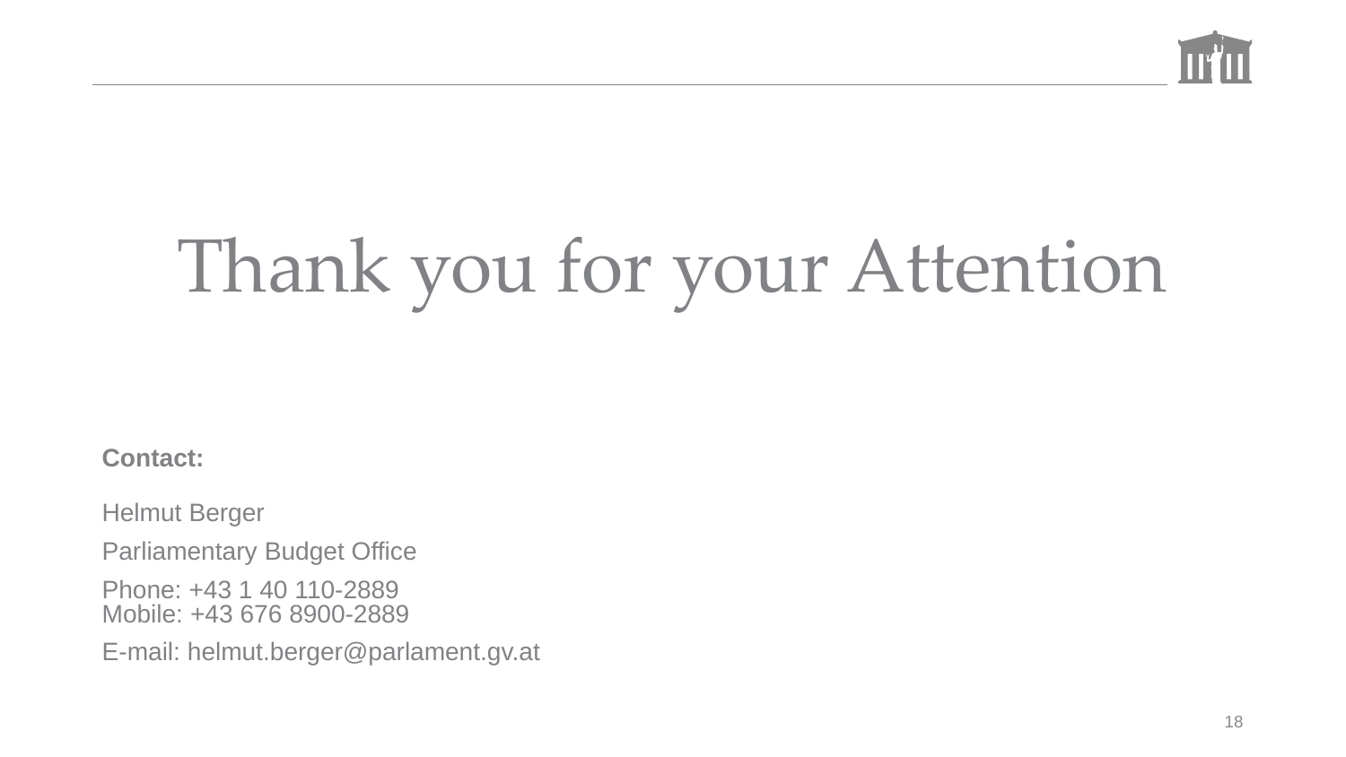# Thank you for your Attention

**Contact:**

Helmut Berger

Parliamentary Budget Office

Phone: +43 1 40 110-2889
Mobile: +43 676 8900-2889

E-mail: helmut.berger@parlament.gv.at